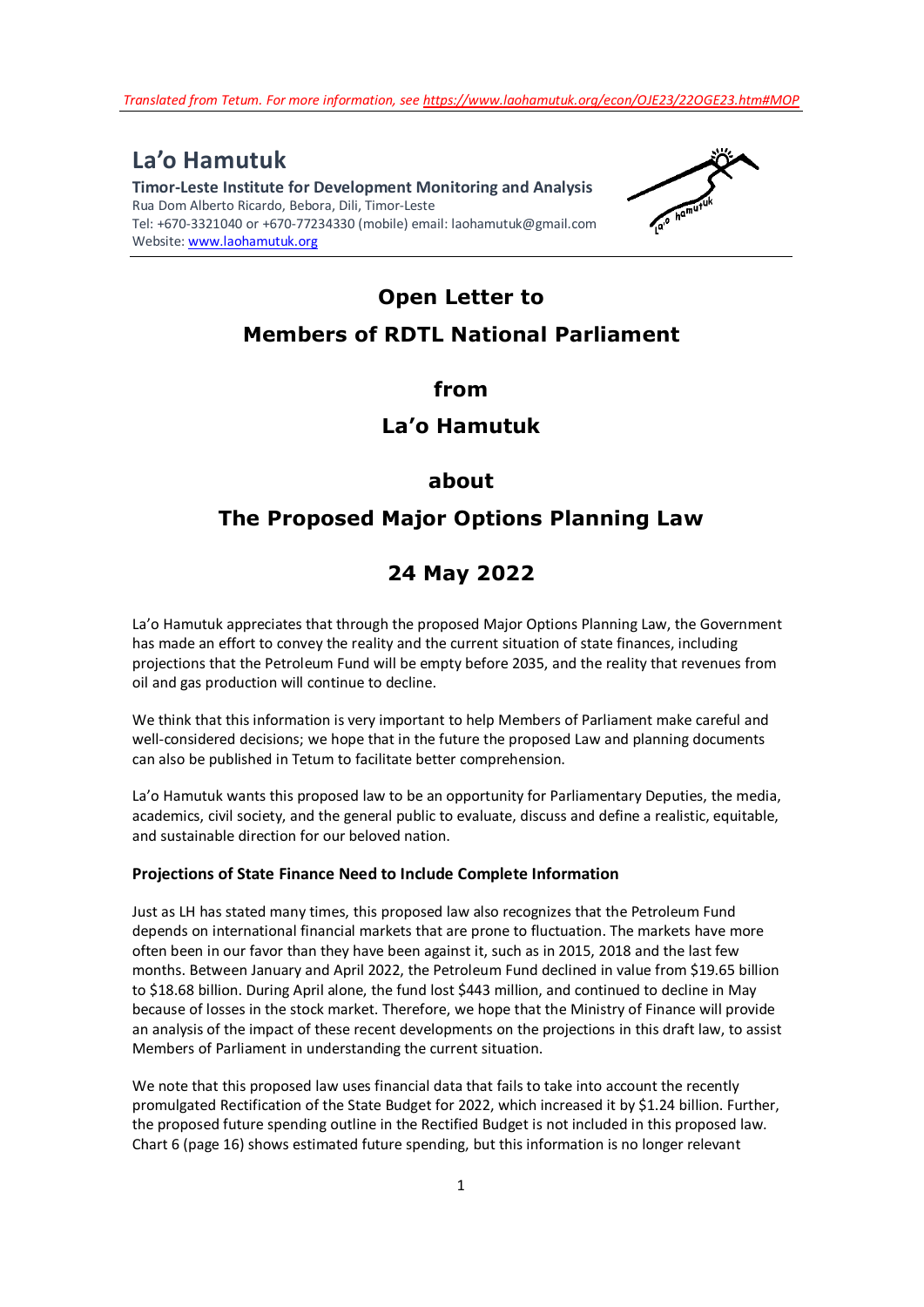*Translated from Tetum. For more information, see [https://www.laohamutuk.org/econ/OJE23/22OGE23.htm#MOP](https://www.laohamutuk.org/econ/OJE23/22OGE23.htm#MOP)*

**La'o Hamutuk**

**Timor-Leste Institute for Development Monitoring and Analysis**
Rua Dom Alberto Ricardo, Bebora, Dili, Timor-Leste
Tel: +670-3321040 or +670-77234330 (mobile) email: laohamutuk@gmail.com
Website: [www.laohamutuk.org](http://www.laohamutuk.org)

# Open Letter to Members of RDTL National Parliament from La'o Hamutuk about The Proposed Major Options Planning Law

## 24 May 2022

La'o Hamutuk appreciates that through the proposed Major Options Planning Law, the Government has made an effort to convey the reality and the current situation of state finances, including projections that the Petroleum Fund will be empty before 2035, and the reality that revenues from oil and gas production will continue to decline.

We think that this information is very important to help Members of Parliament make careful and well-considered decisions; we hope that in the future the proposed Law and planning documents can also be published in Tetum to facilitate better comprehension.

La'o Hamutuk wants this proposed law to be an opportunity for Parliamentary Deputies, the media, academics, civil society, and the general public to evaluate, discuss and define a realistic, equitable, and sustainable direction for our beloved nation.

**Projections of State Finance Need to Include Complete Information**

Just as LH has stated many times, this proposed law also recognizes that the Petroleum Fund depends on international financial markets that are prone to fluctuation. The markets have more often been in our favor than they have been against it, such as in 2015, 2018 and the last few months. Between January and April 2022, the Petroleum Fund declined in value from \$19.65 billion to \$18.68 billion. During April alone, the fund lost \$443 million, and continued to decline in May because of losses in the stock market. Therefore, we hope that the Ministry of Finance will provide an analysis of the impact of these recent developments on the projections in this draft law, to assist Members of Parliament in understanding the current situation.

We note that this proposed law uses financial data that fails to take into account the recently promulgated Rectification of the State Budget for 2022, which increased it by \$1.24 billion. Further, the proposed future spending outline in the Rectified Budget is not included in this proposed law. Chart 6 (page 16) shows estimated future spending, but this information is no longer relevant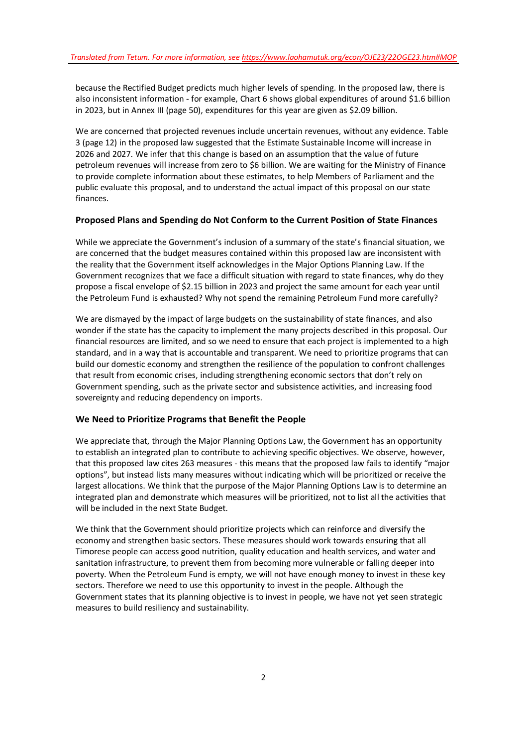*Translated from Tetum. For more information, see https://www.laohamutuk.org/econ/OJE23/22OGE23.htm#MOP*

because the Rectified Budget predicts much higher levels of spending. In the proposed law, there is also inconsistent information - for example, Chart 6 shows global expenditures of around $1.6 billion in 2023, but in Annex III (page 50), expenditures for this year are given as $2.09 billion.

We are concerned that projected revenues include uncertain revenues, without any evidence. Table 3 (page 12) in the proposed law suggested that the Estimate Sustainable Income will increase in 2026 and 2027. We infer that this change is based on an assumption that the value of future petroleum revenues will increase from zero to $6 billion. We are waiting for the Ministry of Finance to provide complete information about these estimates, to help Members of Parliament and the public evaluate this proposal, and to understand the actual impact of this proposal on our state finances.

### Proposed Plans and Spending do Not Conform to the Current Position of State Finances

While we appreciate the Government's inclusion of a summary of the state's financial situation, we are concerned that the budget measures contained within this proposed law are inconsistent with the reality that the Government itself acknowledges in the Major Options Planning Law. If the Government recognizes that we face a difficult situation with regard to state finances, why do they propose a fiscal envelope of $2.15 billion in 2023 and project the same amount for each year until the Petroleum Fund is exhausted? Why not spend the remaining Petroleum Fund more carefully?

We are dismayed by the impact of large budgets on the sustainability of state finances, and also wonder if the state has the capacity to implement the many projects described in this proposal. Our financial resources are limited, and so we need to ensure that each project is implemented to a high standard, and in a way that is accountable and transparent. We need to prioritize programs that can build our domestic economy and strengthen the resilience of the population to confront challenges that result from economic crises, including strengthening economic sectors that don't rely on Government spending, such as the private sector and subsistence activities, and increasing food sovereignty and reducing dependency on imports.

### We Need to Prioritize Programs that Benefit the People

We appreciate that, through the Major Planning Options Law, the Government has an opportunity to establish an integrated plan to contribute to achieving specific objectives. We observe, however, that this proposed law cites 263 measures - this means that the proposed law fails to identify "major options", but instead lists many measures without indicating which will be prioritized or receive the largest allocations. We think that the purpose of the Major Planning Options Law is to determine an integrated plan and demonstrate which measures will be prioritized, not to list all the activities that will be included in the next State Budget.

We think that the Government should prioritize projects which can reinforce and diversify the economy and strengthen basic sectors. These measures should work towards ensuring that all Timorese people can access good nutrition, quality education and health services, and water and sanitation infrastructure, to prevent them from becoming more vulnerable or falling deeper into poverty. When the Petroleum Fund is empty, we will not have enough money to invest in these key sectors. Therefore we need to use this opportunity to invest in the people. Although the Government states that its planning objective is to invest in people, we have not yet seen strategic measures to build resiliency and sustainability.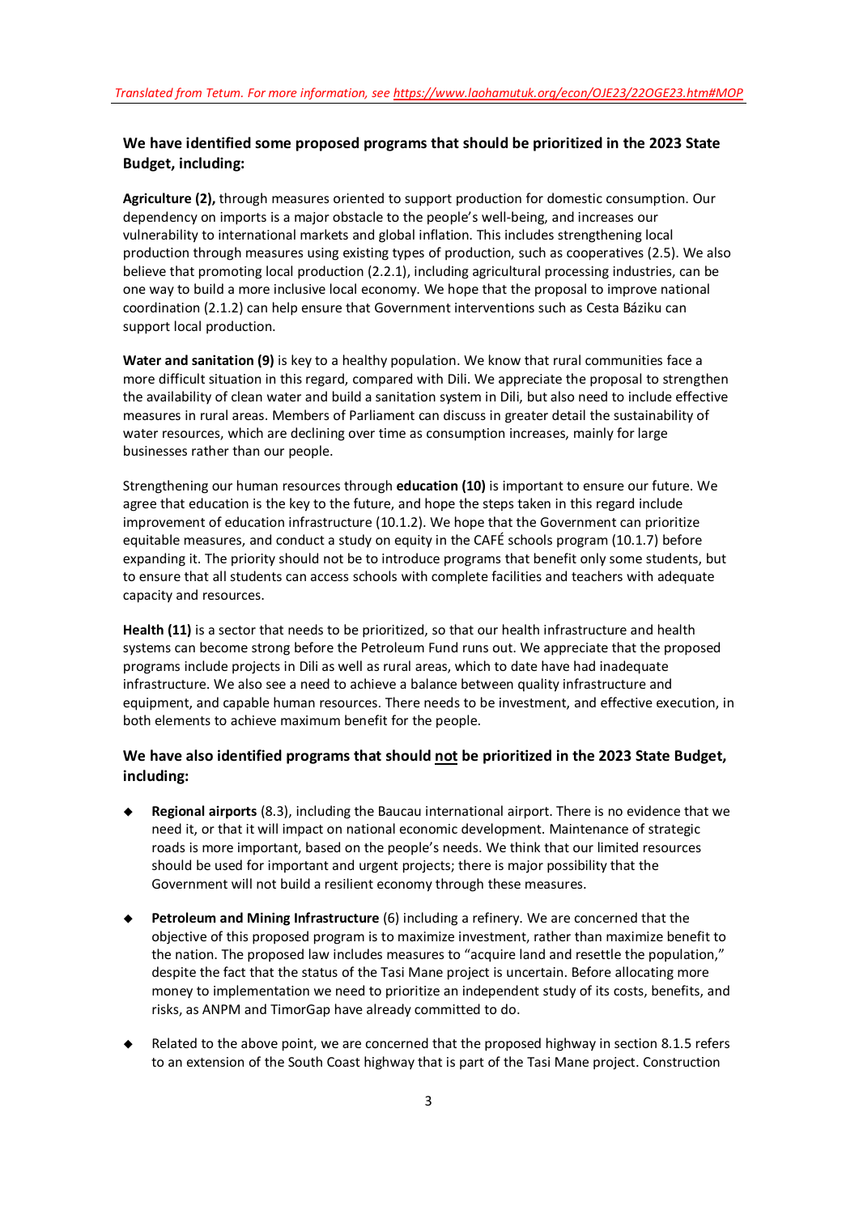*Translated from Tetum. For more information, see [https://www.laohamutuk.org/econ/OJE23/22OGE23.htm#MOP](https://www.laohamutuk.org/econ/OJE23/22OGE23.htm#MOP)*

### We have identified some proposed programs that should be prioritized in the 2023 State Budget, including:

**Agriculture (2),** through measures oriented to support production for domestic consumption. Our dependency on imports is a major obstacle to the people's well-being, and increases our vulnerability to international markets and global inflation. This includes strengthening local production through measures using existing types of production, such as cooperatives (2.5). We also believe that promoting local production (2.2.1), including agricultural processing industries, can be one way to build a more inclusive local economy. We hope that the proposal to improve national coordination (2.1.2) can help ensure that Government interventions such as Cesta Báziku can support local production.

**Water and sanitation (9)** is key to a healthy population. We know that rural communities face a more difficult situation in this regard, compared with Dili. We appreciate the proposal to strengthen the availability of clean water and build a sanitation system in Dili, but also need to include effective measures in rural areas. Members of Parliament can discuss in greater detail the sustainability of water resources, which are declining over time as consumption increases, mainly for large businesses rather than our people.

Strengthening our human resources through **education (10)** is important to ensure our future. We agree that education is the key to the future, and hope the steps taken in this regard include improvement of education infrastructure (10.1.2). We hope that the Government can prioritize equitable measures, and conduct a study on equity in the CAFÉ schools program (10.1.7) before expanding it. The priority should not be to introduce programs that benefit only some students, but to ensure that all students can access schools with complete facilities and teachers with adequate capacity and resources.

**Health (11)** is a sector that needs to be prioritized, so that our health infrastructure and health systems can become strong before the Petroleum Fund runs out. We appreciate that the proposed programs include projects in Dili as well as rural areas, which to date have had inadequate infrastructure. We also see a need to achieve a balance between quality infrastructure and equipment, and capable human resources. There needs to be investment, and effective execution, in both elements to achieve maximum benefit for the people.

### We have also identified programs that should not be prioritized in the 2023 State Budget, including:

- **Regional airports** (8.3), including the Baucau international airport. There is no evidence that we need it, or that it will impact on national economic development. Maintenance of strategic roads is more important, based on the people's needs. We think that our limited resources should be used for important and urgent projects; there is major possibility that the Government will not build a resilient economy through these measures.
- **Petroleum and Mining Infrastructure** (6) including a refinery. We are concerned that the objective of this proposed program is to maximize investment, rather than maximize benefit to the nation. The proposed law includes measures to "acquire land and resettle the population," despite the fact that the status of the Tasi Mane project is uncertain. Before allocating more money to implementation we need to prioritize an independent study of its costs, benefits, and risks, as ANPM and TimorGap have already committed to do.
- Related to the above point, we are concerned that the proposed highway in section 8.1.5 refers to an extension of the South Coast highway that is part of the Tasi Mane project. Construction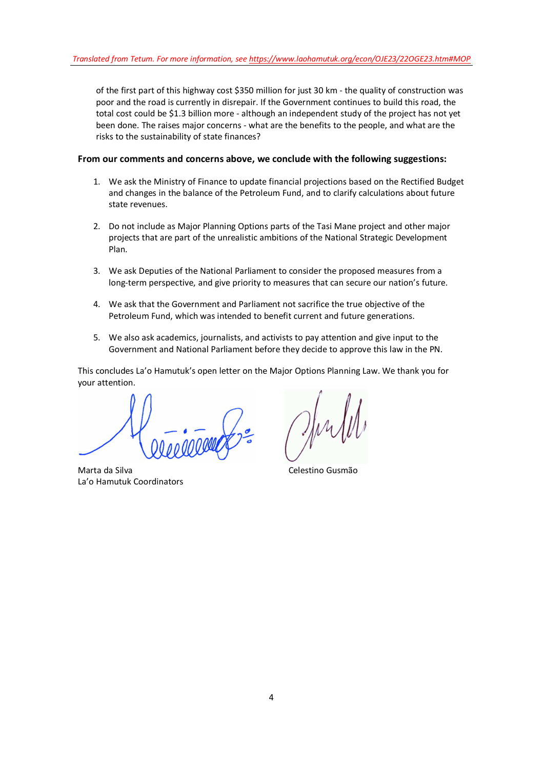of the first part of this highway cost $350 million for just 30 km - the quality of construction was poor and the road is currently in disrepair. If the Government continues to build this road, the total cost could be $1.3 billion more - although an independent study of the project has not yet been done. The raises major concerns - what are the benefits to the people, and what are the risks to the sustainability of state finances?

**From our comments and concerns above, we conclude with the following suggestions:**

1. We ask the Ministry of Finance to update financial projections based on the Rectified Budget and changes in the balance of the Petroleum Fund, and to clarify calculations about future state revenues.

2. Do not include as Major Planning Options parts of the Tasi Mane project and other major projects that are part of the unrealistic ambitions of the National Strategic Development Plan.

3. We ask Deputies of the National Parliament to consider the proposed measures from a long-term perspective, and give priority to measures that can secure our nation's future.

4. We ask that the Government and Parliament not sacrifice the true objective of the Petroleum Fund, which was intended to benefit current and future generations.

5. We also ask academics, journalists, and activists to pay attention and give input to the Government and National Parliament before they decide to approve this law in the PN.

This concludes La'o Hamutuk's open letter on the Major Options Planning Law. We thank you for your attention.

Marta da Silva
La'o Hamutuk Coordinators

Celestino Gusmão